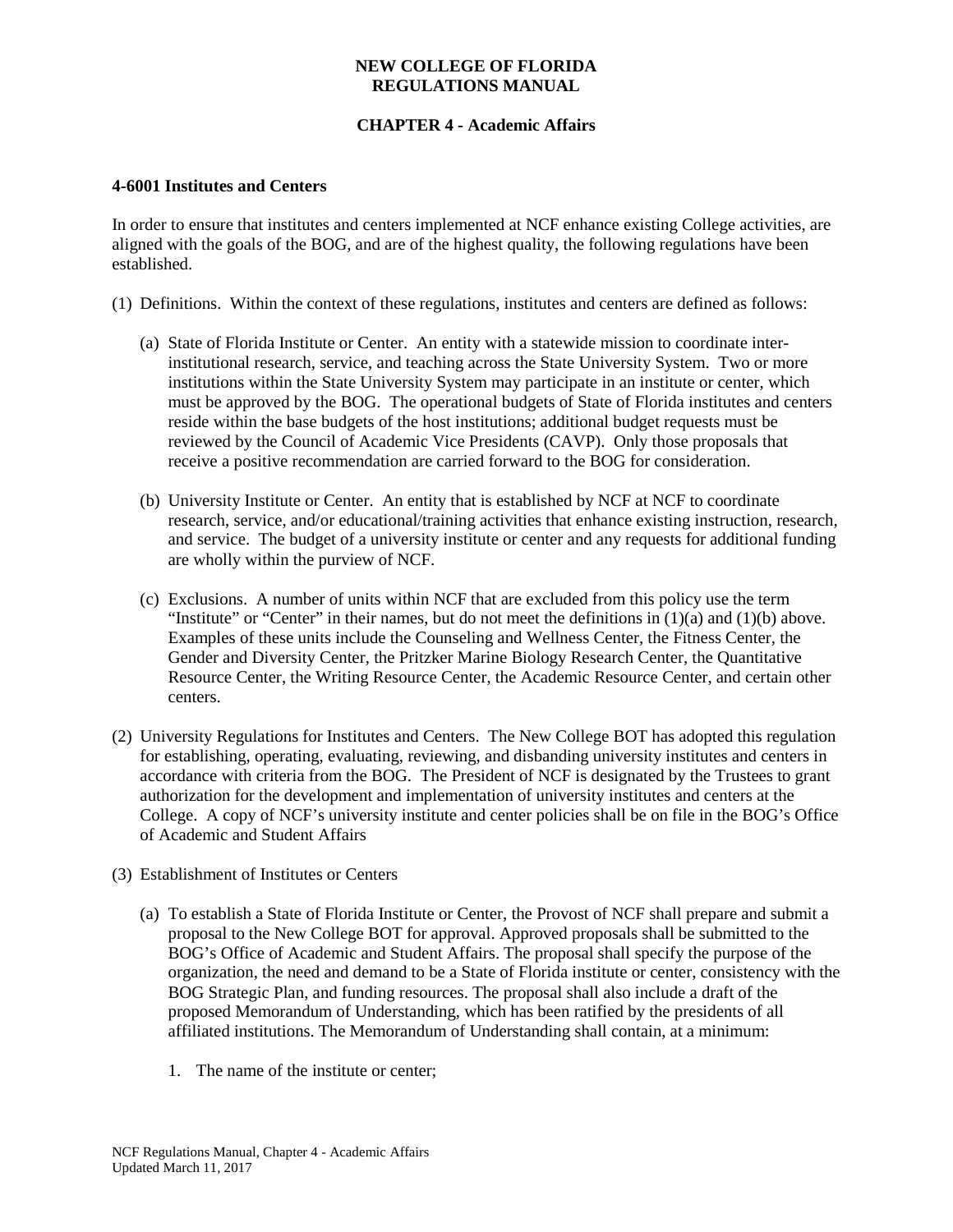# NEW COLLEGE OF FLORIDA
# REGULATIONS MANUAL

## CHAPTER 4 - Academic Affairs

### 4-6001 Institutes and Centers

In order to ensure that institutes and centers implemented at NCF enhance existing College activities, are aligned with the goals of the BOG, and are of the highest quality, the following regulations have been established.

(1) Definitions. Within the context of these regulations, institutes and centers are defined as follows:

(a) State of Florida Institute or Center. An entity with a statewide mission to coordinate inter-institutional research, service, and teaching across the State University System. Two or more institutions within the State University System may participate in an institute or center, which must be approved by the BOG. The operational budgets of State of Florida institutes and centers reside within the base budgets of the host institutions; additional budget requests must be reviewed by the Council of Academic Vice Presidents (CAVP). Only those proposals that receive a positive recommendation are carried forward to the BOG for consideration.

(b) University Institute or Center. An entity that is established by NCF at NCF to coordinate research, service, and/or educational/training activities that enhance existing instruction, research, and service. The budget of a university institute or center and any requests for additional funding are wholly within the purview of NCF.

(c) Exclusions. A number of units within NCF that are excluded from this policy use the term "Institute" or "Center" in their names, but do not meet the definitions in (1)(a) and (1)(b) above. Examples of these units include the Counseling and Wellness Center, the Fitness Center, the Gender and Diversity Center, the Pritzker Marine Biology Research Center, the Quantitative Resource Center, the Writing Resource Center, the Academic Resource Center, and certain other centers.

(2) University Regulations for Institutes and Centers. The New College BOT has adopted this regulation for establishing, operating, evaluating, reviewing, and disbanding university institutes and centers in accordance with criteria from the BOG. The President of NCF is designated by the Trustees to grant authorization for the development and implementation of university institutes and centers at the College. A copy of NCF's university institute and center policies shall be on file in the BOG's Office of Academic and Student Affairs

(3) Establishment of Institutes or Centers

(a) To establish a State of Florida Institute or Center, the Provost of NCF shall prepare and submit a proposal to the New College BOT for approval. Approved proposals shall be submitted to the BOG's Office of Academic and Student Affairs. The proposal shall specify the purpose of the organization, the need and demand to be a State of Florida institute or center, consistency with the BOG Strategic Plan, and funding resources. The proposal shall also include a draft of the proposed Memorandum of Understanding, which has been ratified by the presidents of all affiliated institutions. The Memorandum of Understanding shall contain, at a minimum:

1. The name of the institute or center;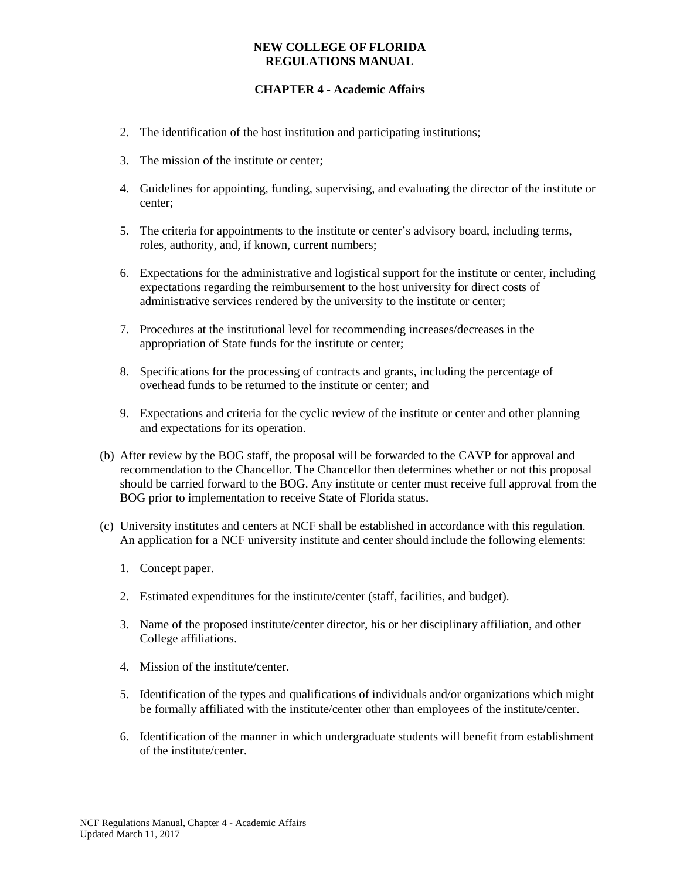2. The identification of the host institution and participating institutions;

3. The mission of the institute or center;

4. Guidelines for appointing, funding, supervising, and evaluating the director of the institute or center;

5. The criteria for appointments to the institute or center's advisory board, including terms, roles, authority, and, if known, current numbers;

6. Expectations for the administrative and logistical support for the institute or center, including expectations regarding the reimbursement to the host university for direct costs of administrative services rendered by the university to the institute or center;

7. Procedures at the institutional level for recommending increases/decreases in the appropriation of State funds for the institute or center;

8. Specifications for the processing of contracts and grants, including the percentage of overhead funds to be returned to the institute or center; and

9. Expectations and criteria for the cyclic review of the institute or center and other planning and expectations for its operation.

(b) After review by the BOG staff, the proposal will be forwarded to the CAVP for approval and recommendation to the Chancellor. The Chancellor then determines whether or not this proposal should be carried forward to the BOG. Any institute or center must receive full approval from the BOG prior to implementation to receive State of Florida status.

(c) University institutes and centers at NCF shall be established in accordance with this regulation. An application for a NCF university institute and center should include the following elements:

1. Concept paper.

2. Estimated expenditures for the institute/center (staff, facilities, and budget).

3. Name of the proposed institute/center director, his or her disciplinary affiliation, and other College affiliations.

4. Mission of the institute/center.

5. Identification of the types and qualifications of individuals and/or organizations which might be formally affiliated with the institute/center other than employees of the institute/center.

6. Identification of the manner in which undergraduate students will benefit from establishment of the institute/center.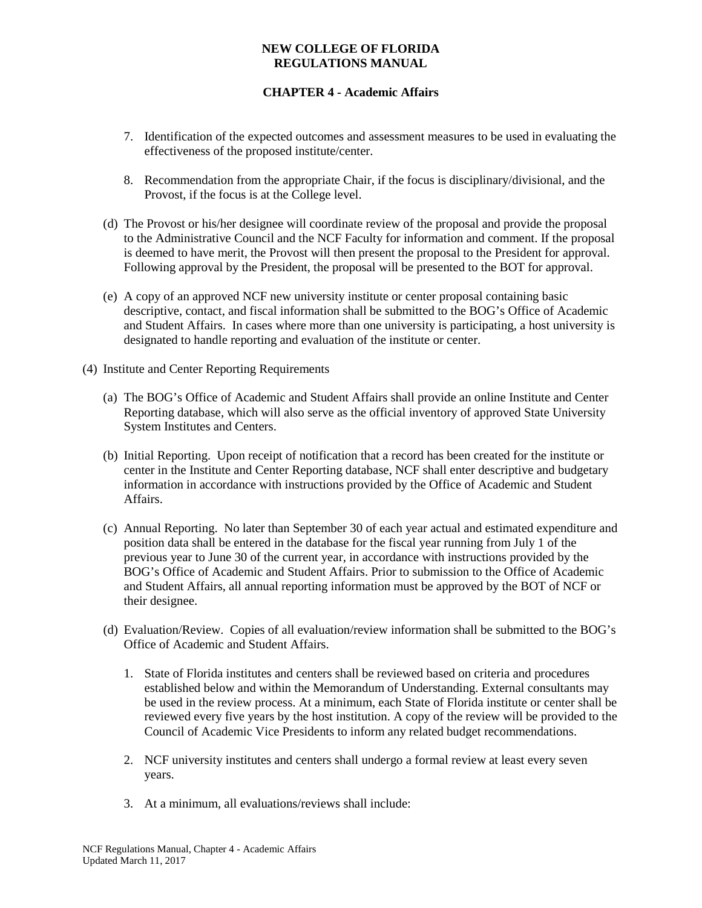7. Identification of the expected outcomes and assessment measures to be used in evaluating the effectiveness of the proposed institute/center.

8. Recommendation from the appropriate Chair, if the focus is disciplinary/divisional, and the Provost, if the focus is at the College level.

(d) The Provost or his/her designee will coordinate review of the proposal and provide the proposal to the Administrative Council and the NCF Faculty for information and comment. If the proposal is deemed to have merit, the Provost will then present the proposal to the President for approval. Following approval by the President, the proposal will be presented to the BOT for approval.

(e) A copy of an approved NCF new university institute or center proposal containing basic descriptive, contact, and fiscal information shall be submitted to the BOG's Office of Academic and Student Affairs. In cases where more than one university is participating, a host university is designated to handle reporting and evaluation of the institute or center.

(4) Institute and Center Reporting Requirements

(a) The BOG's Office of Academic and Student Affairs shall provide an online Institute and Center Reporting database, which will also serve as the official inventory of approved State University System Institutes and Centers.

(b) Initial Reporting. Upon receipt of notification that a record has been created for the institute or center in the Institute and Center Reporting database, NCF shall enter descriptive and budgetary information in accordance with instructions provided by the Office of Academic and Student Affairs.

(c) Annual Reporting. No later than September 30 of each year actual and estimated expenditure and position data shall be entered in the database for the fiscal year running from July 1 of the previous year to June 30 of the current year, in accordance with instructions provided by the BOG's Office of Academic and Student Affairs. Prior to submission to the Office of Academic and Student Affairs, all annual reporting information must be approved by the BOT of NCF or their designee.

(d) Evaluation/Review. Copies of all evaluation/review information shall be submitted to the BOG's Office of Academic and Student Affairs.

1. State of Florida institutes and centers shall be reviewed based on criteria and procedures established below and within the Memorandum of Understanding. External consultants may be used in the review process. At a minimum, each State of Florida institute or center shall be reviewed every five years by the host institution. A copy of the review will be provided to the Council of Academic Vice Presidents to inform any related budget recommendations.

2. NCF university institutes and centers shall undergo a formal review at least every seven years.

3. At a minimum, all evaluations/reviews shall include: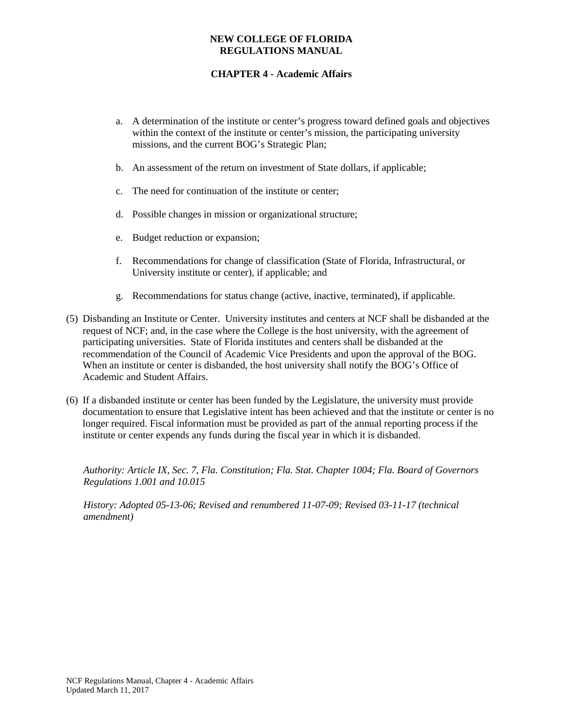a. A determination of the institute or center's progress toward defined goals and objectives within the context of the institute or center's mission, the participating university missions, and the current BOG's Strategic Plan;

b. An assessment of the return on investment of State dollars, if applicable;

c. The need for continuation of the institute or center;

d. Possible changes in mission or organizational structure;

e. Budget reduction or expansion;

f. Recommendations for change of classification (State of Florida, Infrastructural, or University institute or center), if applicable; and

g. Recommendations for status change (active, inactive, terminated), if applicable.

(5) Disbanding an Institute or Center. University institutes and centers at NCF shall be disbanded at the request of NCF; and, in the case where the College is the host university, with the agreement of participating universities. State of Florida institutes and centers shall be disbanded at the recommendation of the Council of Academic Vice Presidents and upon the approval of the BOG. When an institute or center is disbanded, the host university shall notify the BOG's Office of Academic and Student Affairs.

(6) If a disbanded institute or center has been funded by the Legislature, the university must provide documentation to ensure that Legislative intent has been achieved and that the institute or center is no longer required. Fiscal information must be provided as part of the annual reporting process if the institute or center expends any funds during the fiscal year in which it is disbanded.

*Authority: Article IX, Sec. 7, Fla. Constitution; Fla. Stat. Chapter 1004; Fla. Board of Governors Regulations 1.001 and 10.015*

*History: Adopted 05-13-06; Revised and renumbered 11-07-09; Revised 03-11-17 (technical amendment)*